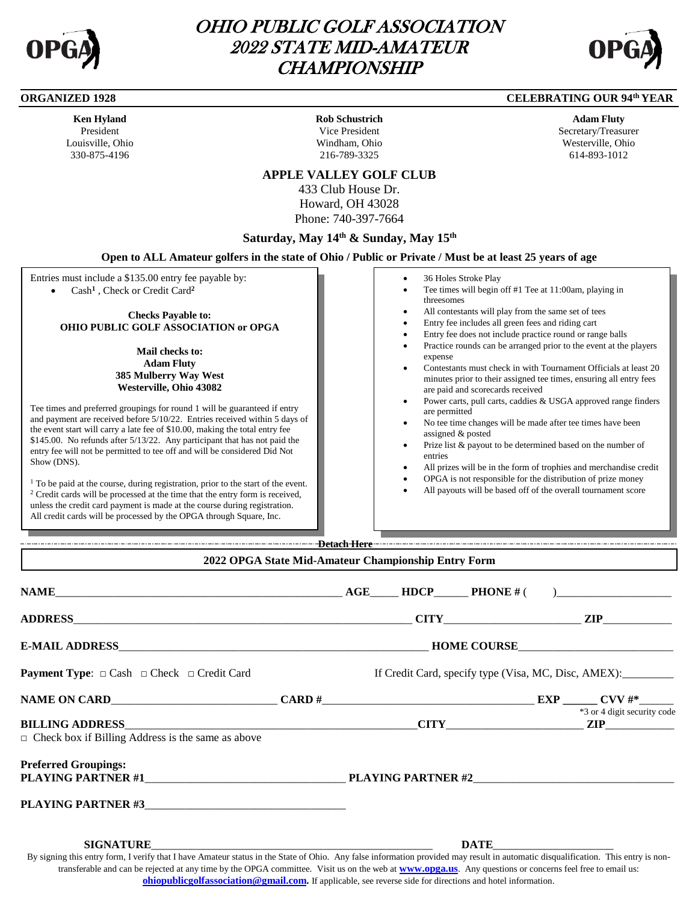# OHIO PUBLIC GOLF ASSOCIATION
# 2022 STATE MID-AMATEUR CHAMPIONSHIP

**ORGANIZED 1928** | **CELEBRATING OUR 94th YEAR**

| Ken Hyland | Rob Schustrich | Adam Fluty |
|---|---|---|
| President | Vice President | Secretary/Treasurer |
| Louisville, Ohio | Windham, Ohio | Westerville, Ohio |
| 330-875-4196 | 216-789-3325 | 614-893-1012 |

**APPLE VALLEY GOLF CLUB**
433 Club House Dr.
Howard, OH 43028
Phone: 740-397-7664

**Saturday, May 14th & Sunday, May 15th**

**Open to ALL Amateur golfers in the state of Ohio / Public or Private / Must be at least 25 years of age**

Entries must include a $135.00 entry fee payable by:

- Cash[1] , Check or Credit Card[2]

**Checks Payable to:**
**OHIO PUBLIC GOLF ASSOCIATION or OPGA**

**Mail checks to:**
**Adam Fluty**
**385 Mulberry Way West**
**Westerville, Ohio 43082**

Tee times and preferred groupings for round 1 will be guaranteed if entry and payment are received before 5/10/22. Entries received within 5 days of the event start will carry a late fee of $10.00, making the total entry fee $145.00. No refunds after 5/13/22. Any participant that has not paid the entry fee will not be permitted to tee off and will be considered Did Not Show (DNS).

[1] To be paid at the course, during registration, prior to the start of the event.
[2] Credit cards will be processed at the time that the entry form is received, unless the credit card payment is made at the course during registration. All credit cards will be processed by the OPGA through Square, Inc.

- 36 Holes Stroke Play
- Tee times will begin off #1 Tee at 11:00am, playing in threesomes
- All contestants will play from the same set of tees
- Entry fee includes all green fees and riding cart
- Entry fee does not include practice round or range balls
- Practice rounds can be arranged prior to the event at the players expense
- Contestants must check in with Tournament Officials at least 20 minutes prior to their assigned tee times, ensuring all entry fees are paid and scorecards received
- Power carts, pull carts, caddies & USGA approved range finders are permitted
- No tee time changes will be made after tee times have been assigned & posted
- Prize list & payout to be determined based on the number of entries
- All prizes will be in the form of trophies and merchandise credit
- OPGA is not responsible for the distribution of prize money
- All payouts will be based off of the overall tournament score

Detach Here

**2022 OPGA State Mid-Amateur Championship Entry Form**

**NAME**\_\_\_\_\_\_\_\_\_\_\_\_\_\_\_\_\_\_\_\_ **AGE**\_\_\_\_ **HDCP**\_\_\_\_\_ **PHONE #** (     )\_\_\_\_\_\_\_\_\_\_\_\_

**ADDRESS**\_\_\_\_\_\_\_\_\_\_\_\_\_\_\_\_\_\_\_\_ **CITY**\_\_\_\_\_\_\_\_\_\_\_\_ **ZIP**\_\_\_\_\_\_\_\_

**E-MAIL ADDRESS**\_\_\_\_\_\_\_\_\_\_\_\_\_\_\_\_\_\_\_\_ **HOME COURSE**\_\_\_\_\_\_\_\_\_\_\_\_

**Payment Type**: □ Cash □ Check □ Credit Card    If Credit Card, specify type (Visa, MC, Disc, AMEX):\_\_\_\_\_\_\_\_

**NAME ON CARD**\_\_\_\_\_\_\_\_\_\_\_\_\_\_ **CARD #**\_\_\_\_\_\_\_\_\_\_\_\_\_\_\_\_\_\_ **EXP** \_\_\_\_\_ **CVV #***\_\_\_\_\_
*3 or 4 digit security code

**BILLING ADDRESS**\_\_\_\_\_\_\_\_\_\_\_\_\_\_\_\_\_\_\_\_ **CITY**\_\_\_\_\_\_\_\_\_\_\_\_ **ZIP**\_\_\_\_\_\_\_\_
□ Check box if Billing Address is the same as above

**Preferred Groupings:**
**PLAYING PARTNER #1**\_\_\_\_\_\_\_\_\_\_\_\_\_\_\_\_ **PLAYING PARTNER #2**\_\_\_\_\_\_\_\_\_\_\_\_\_\_\_\_

**PLAYING PARTNER #3**\_\_\_\_\_\_\_\_\_\_\_\_\_\_\_\_

**SIGNATURE**\_\_\_\_\_\_\_\_\_\_\_\_\_\_\_\_\_\_\_\_\_\_\_\_ **DATE**\_\_\_\_\_\_\_\_\_\_\_\_

By signing this entry form, I verify that I have Amateur status in the State of Ohio. Any false information provided may result in automatic disqualification. This entry is non-transferable and can be rejected at any time by the OPGA committee. Visit us on the web at **www.opga.us**. Any questions or concerns feel free to email us: **ohiopublicgolfassociation@gmail.com.** If applicable, see reverse side for directions and hotel information.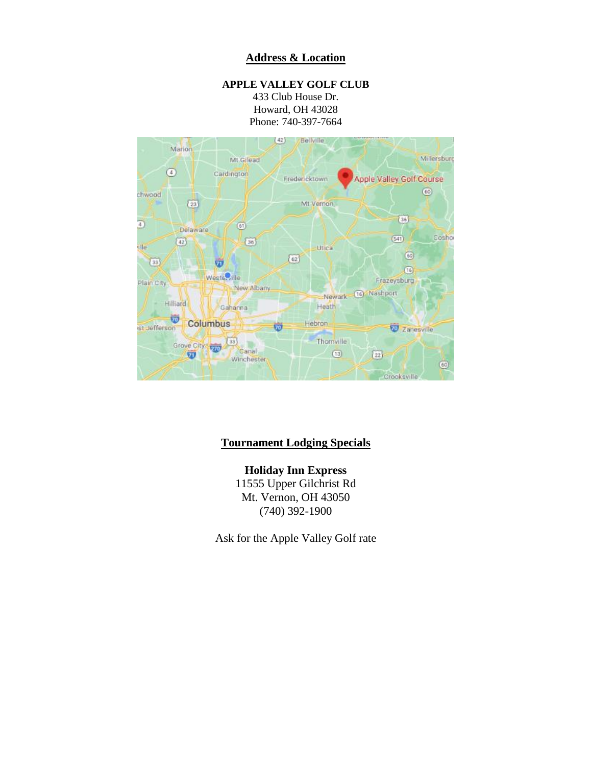## Address & Location

**APPLE VALLEY GOLF CLUB**
433 Club House Dr.
Howard, OH 43028
Phone: 740-397-7664

## Tournament Lodging Specials

**Holiday Inn Express**
11555 Upper Gilchrist Rd
Mt. Vernon, OH 43050
(740) 392-1900

Ask for the Apple Valley Golf rate